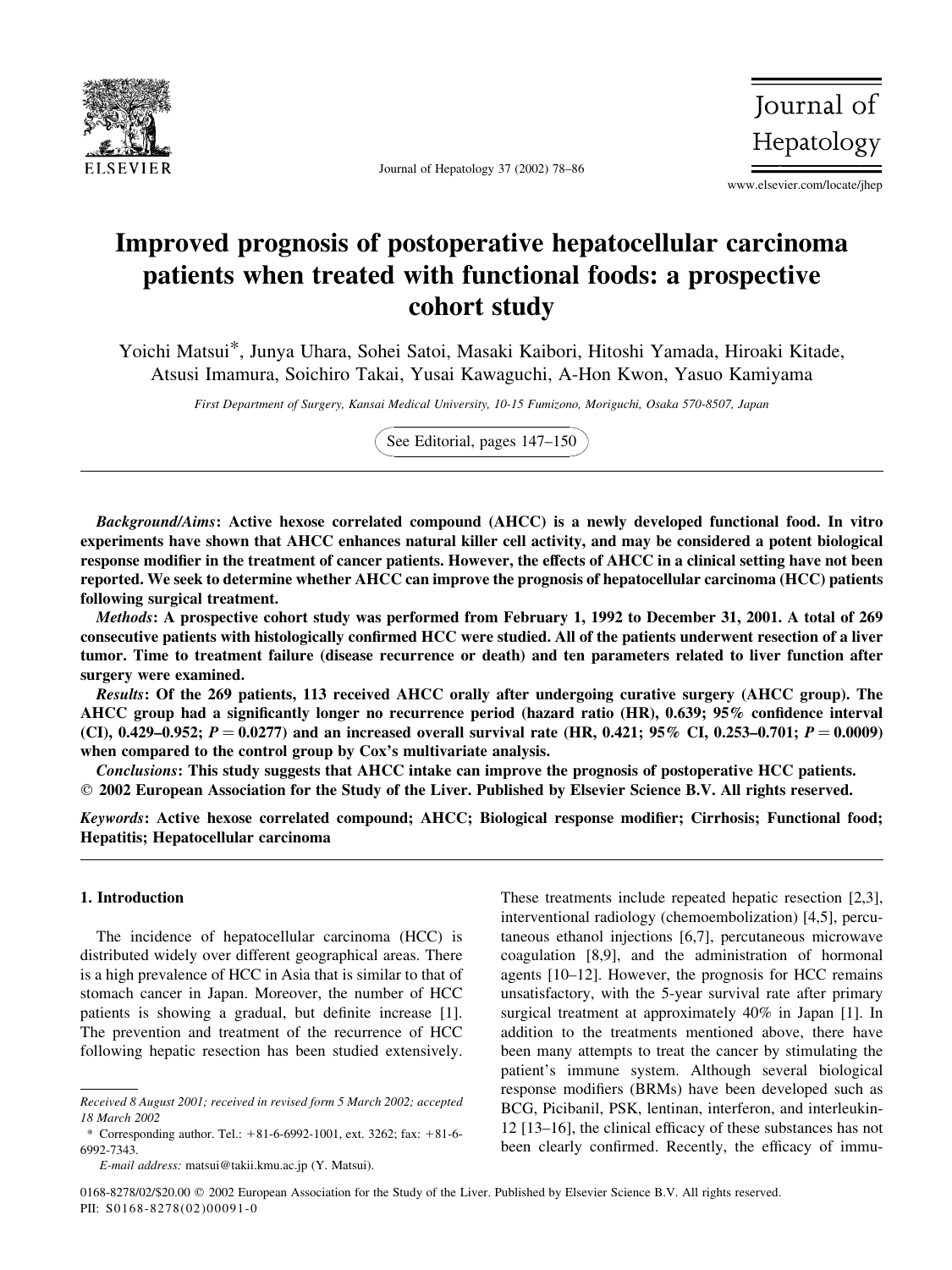# Improved prognosis of postoperative hepatocellular carcinoma patients when treated with functional foods: a prospective cohort study

Yoichi Matsui*, Junya Uhara, Sohei Satoi, Masaki Kaibori, Hitoshi Yamada, Hiroaki Kitade, Atsusi Imamura, Soichiro Takai, Yusai Kawaguchi, A-Hon Kwon, Yasuo Kamiyama

*First Department of Surgery, Kansai Medical University, 10-15 Fumizono, Moriguchi, Osaka 570-8507, Japan*

See Editorial, pages 147–150

***Background/Aims*: Active hexose correlated compound (AHCC) is a newly developed functional food. In vitro experiments have shown that AHCC enhances natural killer cell activity, and may be considered a potent biological response modifier in the treatment of cancer patients. However, the effects of AHCC in a clinical setting have not been reported. We seek to determine whether AHCC can improve the prognosis of hepatocellular carcinoma (HCC) patients following surgical treatment.**

***Methods*: A prospective cohort study was performed from February 1, 1992 to December 31, 2001. A total of 269 consecutive patients with histologically confirmed HCC were studied. All of the patients underwent resection of a liver tumor. Time to treatment failure (disease recurrence or death) and ten parameters related to liver function after surgery were examined.**

***Results*: Of the 269 patients, 113 received AHCC orally after undergoing curative surgery (AHCC group). The AHCC group had a significantly longer no recurrence period (hazard ratio (HR), 0.639; 95% confidence interval (CI), 0.429–0.952; $P = 0.0277$) and an increased overall survival rate (HR, 0.421; 95% CI, 0.253–0.701; $P = 0.0009$) when compared to the control group by Cox's multivariate analysis.**

***Conclusions*: This study suggests that AHCC intake can improve the prognosis of postoperative HCC patients.**
**© 2002 European Association for the Study of the Liver. Published by Elsevier Science B.V. All rights reserved.**

***Keywords*: Active hexose correlated compound; AHCC; Biological response modifier; Cirrhosis; Functional food; Hepatitis; Hepatocellular carcinoma**

## 1. Introduction

The incidence of hepatocellular carcinoma (HCC) is distributed widely over different geographical areas. There is a high prevalence of HCC in Asia that is similar to that of stomach cancer in Japan. Moreover, the number of HCC patients is showing a gradual, but definite increase [1]. The prevention and treatment of the recurrence of HCC following hepatic resection has been studied extensively. These treatments include repeated hepatic resection [2,3], interventional radiology (chemoembolization) [4,5], percutaneous ethanol injections [6,7], percutaneous microwave coagulation [8,9], and the administration of hormonal agents [10–12]. However, the prognosis for HCC remains unsatisfactory, with the 5-year survival rate after primary surgical treatment at approximately 40% in Japan [1]. In addition to the treatments mentioned above, there have been many attempts to treat the cancer by stimulating the patient's immune system. Although several biological response modifiers (BRMs) have been developed such as BCG, Picibanil, PSK, lentinan, interferon, and interleukin-12 [13–16], the clinical efficacy of these substances has not been clearly confirmed. Recently, the efficacy of immu-

*Received 8 August 2001; received in revised form 5 March 2002; accepted 18 March 2002*

\* Corresponding author. Tel.: +81-6-6992-1001, ext. 3262; fax: +81-6-6992-7343.

*E-mail address:* matsui@takii.kmu.ac.jp (Y. Matsui).

0168-8278/02/$20.00 © 2002 European Association for the Study of the Liver. Published by Elsevier Science B.V. All rights reserved.
PII: S0168-8278(02)00091-0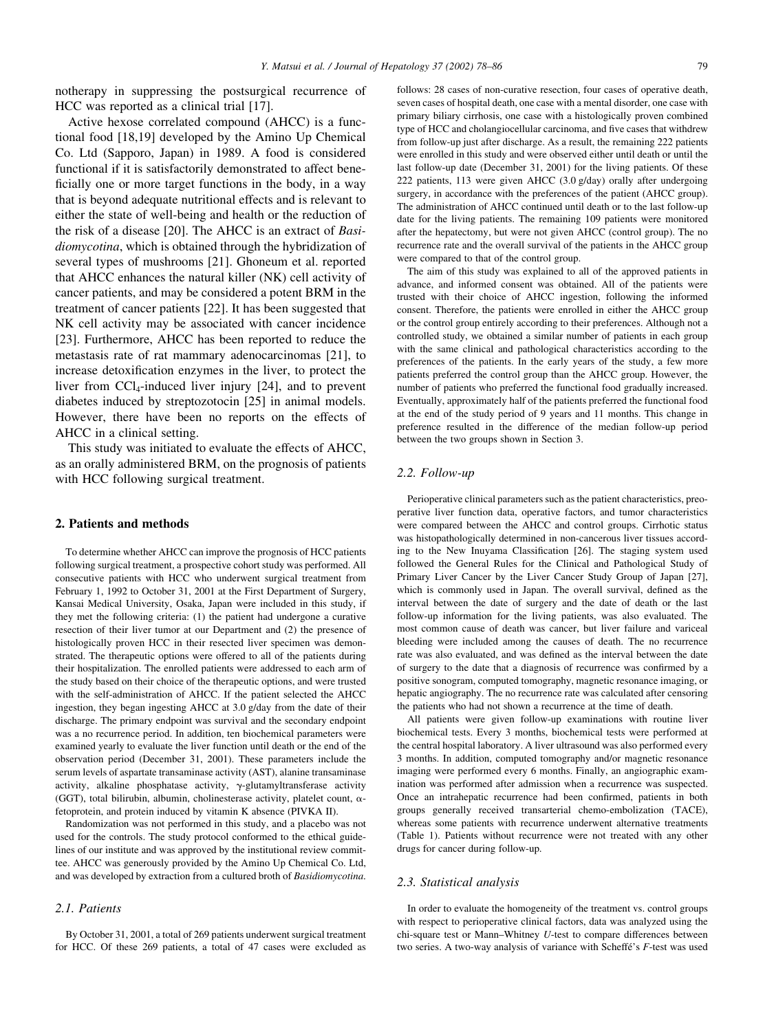notherapy in suppressing the postsurgical recurrence of HCC was reported as a clinical trial [17].

Active hexose correlated compound (AHCC) is a functional food [18,19] developed by the Amino Up Chemical Co. Ltd (Sapporo, Japan) in 1989. A food is considered functional if it is satisfactorily demonstrated to affect beneficially one or more target functions in the body, in a way that is beyond adequate nutritional effects and is relevant to either the state of well-being and health or the reduction of the risk of a disease [20]. The AHCC is an extract of *Basidiomycotina*, which is obtained through the hybridization of several types of mushrooms [21]. Ghoneum et al. reported that AHCC enhances the natural killer (NK) cell activity of cancer patients, and may be considered a potent BRM in the treatment of cancer patients [22]. It has been suggested that NK cell activity may be associated with cancer incidence [23]. Furthermore, AHCC has been reported to reduce the metastasis rate of rat mammary adenocarcinomas [21], to increase detoxification enzymes in the liver, to protect the liver from $CCl_4$-induced liver injury [24], and to prevent diabetes induced by streptozotocin [25] in animal models. However, there have been no reports on the effects of AHCC in a clinical setting.

This study was initiated to evaluate the effects of AHCC, as an orally administered BRM, on the prognosis of patients with HCC following surgical treatment.

## 2. Patients and methods

To determine whether AHCC can improve the prognosis of HCC patients following surgical treatment, a prospective cohort study was performed. All consecutive patients with HCC who underwent surgical treatment from February 1, 1992 to October 31, 2001 at the First Department of Surgery, Kansai Medical University, Osaka, Japan were included in this study, if they met the following criteria: (1) the patient had undergone a curative resection of their liver tumor at our Department and (2) the presence of histologically proven HCC in their resected liver specimen was demonstrated. The therapeutic options were offered to all of the patients during their hospitalization. The enrolled patients were addressed to each arm of the study based on their choice of the therapeutic options, and were trusted with the self-administration of AHCC. If the patient selected the AHCC ingestion, they began ingesting AHCC at 3.0 g/day from the date of their discharge. The primary endpoint was survival and the secondary endpoint was a no recurrence period. In addition, ten biochemical parameters were examined yearly to evaluate the liver function until death or the end of the observation period (December 31, 2001). These parameters include the serum levels of aspartate transaminase activity (AST), alanine transaminase activity, alkaline phosphatase activity, γ-glutamyltransferase activity (GGT), total bilirubin, albumin, cholinesterase activity, platelet count, α-fetoprotein, and protein induced by vitamin K absence (PIVKA II).

Randomization was not performed in this study, and a placebo was not used for the controls. The study protocol conformed to the ethical guidelines of our institute and was approved by the institutional review committee. AHCC was generously provided by the Amino Up Chemical Co. Ltd, and was developed by extraction from a cultured broth of *Basidiomycotina*.

### 2.1. Patients

By October 31, 2001, a total of 269 patients underwent surgical treatment for HCC. Of these 269 patients, a total of 47 cases were excluded as follows: 28 cases of non-curative resection, four cases of operative death, seven cases of hospital death, one case with a mental disorder, one case with primary biliary cirrhosis, one case with a histologically proven combined type of HCC and cholangiocellular carcinoma, and five cases that withdrew from follow-up just after discharge. As a result, the remaining 222 patients were enrolled in this study and were observed either until death or until the last follow-up date (December 31, 2001) for the living patients. Of these 222 patients, 113 were given AHCC (3.0 g/day) orally after undergoing surgery, in accordance with the preferences of the patient (AHCC group). The administration of AHCC continued until death or to the last follow-up date for the living patients. The remaining 109 patients were monitored after the hepatectomy, but were not given AHCC (control group). The no recurrence rate and the overall survival of the patients in the AHCC group were compared to that of the control group.

The aim of this study was explained to all of the approved patients in advance, and informed consent was obtained. All of the patients were trusted with their choice of AHCC ingestion, following the informed consent. Therefore, the patients were enrolled in either the AHCC group or the control group entirely according to their preferences. Although not a controlled study, we obtained a similar number of patients in each group with the same clinical and pathological characteristics according to the preferences of the patients. In the early years of the study, a few more patients preferred the control group than the AHCC group. However, the number of patients who preferred the functional food gradually increased. Eventually, approximately half of the patients preferred the functional food at the end of the study period of 9 years and 11 months. This change in preference resulted in the difference of the median follow-up period between the two groups shown in Section 3.

### 2.2. Follow-up

Perioperative clinical parameters such as the patient characteristics, preoperative liver function data, operative factors, and tumor characteristics were compared between the AHCC and control groups. Cirrhotic status was histopathologically determined in non-cancerous liver tissues according to the New Inuyama Classification [26]. The staging system used followed the General Rules for the Clinical and Pathological Study of Primary Liver Cancer by the Liver Cancer Study Group of Japan [27], which is commonly used in Japan. The overall survival, defined as the interval between the date of surgery and the date of death or the last follow-up information for the living patients, was also evaluated. The most common cause of death was cancer, but liver failure and variceal bleeding were included among the causes of death. The no recurrence rate was also evaluated, and was defined as the interval between the date of surgery to the date that a diagnosis of recurrence was confirmed by a positive sonogram, computed tomography, magnetic resonance imaging, or hepatic angiography. The no recurrence rate was calculated after censoring the patients who had not shown a recurrence at the time of death.

All patients were given follow-up examinations with routine liver biochemical tests. Every 3 months, biochemical tests were performed at the central hospital laboratory. A liver ultrasound was also performed every 3 months. In addition, computed tomography and/or magnetic resonance imaging were performed every 6 months. Finally, an angiographic examination was performed after admission when a recurrence was suspected. Once an intrahepatic recurrence had been confirmed, patients in both groups generally received transarterial chemo-embolization (TACE), whereas some patients with recurrence underwent alternative treatments (Table 1). Patients without recurrence were not treated with any other drugs for cancer during follow-up.

### 2.3. Statistical analysis

In order to evaluate the homogeneity of the treatment vs. control groups with respect to perioperative clinical factors, data was analyzed using the chi-square test or Mann–Whitney *U*-test to compare differences between two series. A two-way analysis of variance with Scheffé's *F*-test was used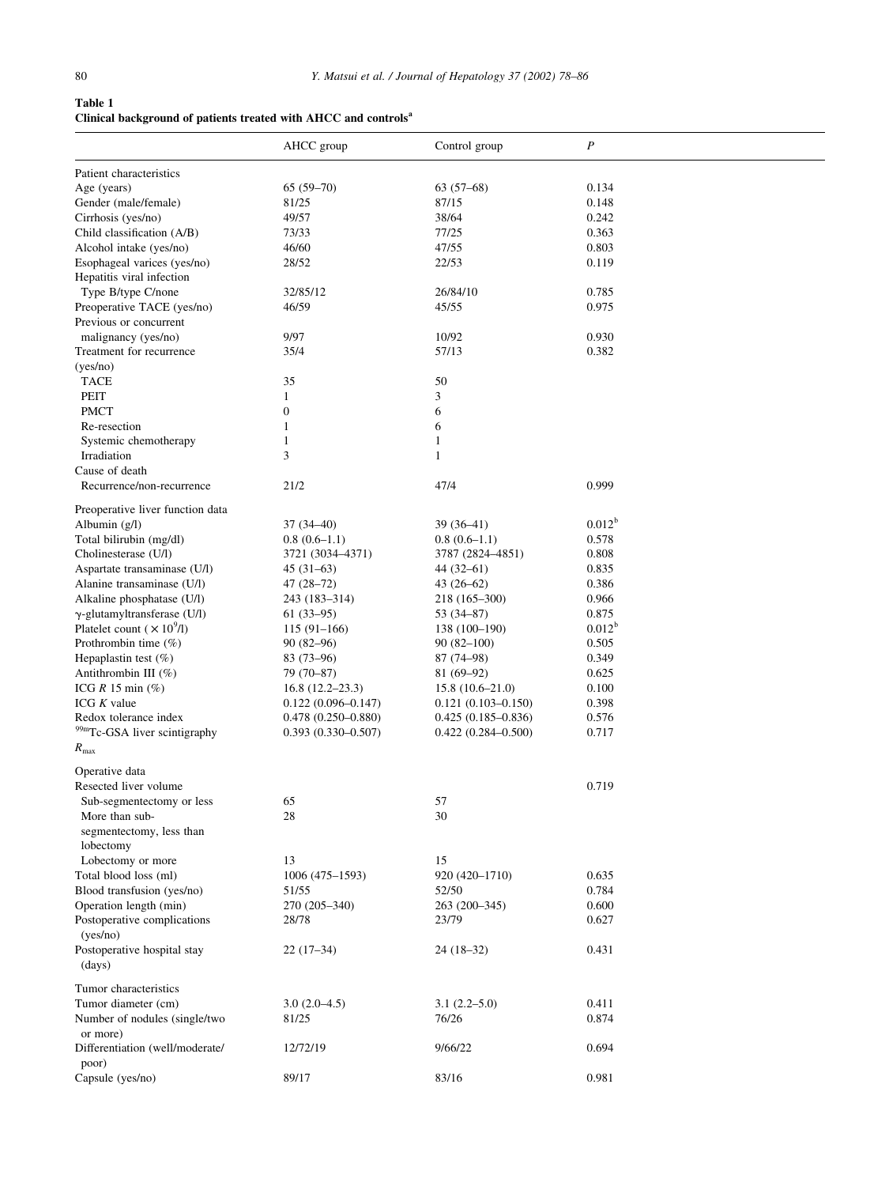**Table 1**
**Clinical background of patients treated with AHCC and controls**[a]

| | AHCC group | Control group | $P$ |
|---|---|---|---|
| Patient characteristics | | | |
| Age (years) | 65 (59–70) | 63 (57–68) | 0.134 |
| Gender (male/female) | 81/25 | 87/15 | 0.148 |
| Cirrhosis (yes/no) | 49/57 | 38/64 | 0.242 |
| Child classification (A/B) | 73/33 | 77/25 | 0.363 |
| Alcohol intake (yes/no) | 46/60 | 47/55 | 0.803 |
| Esophageal varices (yes/no) | 28/52 | 22/53 | 0.119 |
| Hepatitis viral infection | | | |
| Type B/type C/none | 32/85/12 | 26/84/10 | 0.785 |
| Preoperative TACE (yes/no) | 46/59 | 45/55 | 0.975 |
| Previous or concurrent | | | |
| malignancy (yes/no) | 9/97 | 10/92 | 0.930 |
| Treatment for recurrence (yes/no) | 35/4 | 57/13 | 0.382 |
| TACE | 35 | 50 | |
| PEIT | 1 | 3 | |
| PMCT | 0 | 6 | |
| Re-resection | 1 | 6 | |
| Systemic chemotherapy | 1 | 1 | |
| Irradiation | 3 | 1 | |
| Cause of death | | | |
| Recurrence/non-recurrence | 21/2 | 47/4 | 0.999 |
| Preoperative liver function data | | | |
| Albumin (g/l) | 37 (34–40) | 39 (36–41) | 0.012[b] |
| Total bilirubin (mg/dl) | 0.8 (0.6–1.1) | 0.8 (0.6–1.1) | 0.578 |
| Cholinesterase (U/l) | 3721 (3034–4371) | 3787 (2824–4851) | 0.808 |
| Aspartate transaminase (U/l) | 45 (31–63) | 44 (32–61) | 0.835 |
| Alanine transaminase (U/l) | 47 (28–72) | 43 (26–62) | 0.386 |
| Alkaline phosphatase (U/l) | 243 (183–314) | 218 (165–300) | 0.966 |
| γ-glutamyltransferase (U/l) | 61 (33–95) | 53 (34–87) | 0.875 |
| Platelet count ($\times 10^9$/l) | 115 (91–166) | 138 (100–190) | 0.012[b] |
| Prothrombin time (%) | 90 (82–96) | 90 (82–100) | 0.505 |
| Hepaplastin test (%) | 83 (73–96) | 87 (74–98) | 0.349 |
| Antithrombin III (%) | 79 (70–87) | 81 (69–92) | 0.625 |
| ICG $R$ 15 min (%) | 16.8 (12.2–23.3) | 15.8 (10.6–21.0) | 0.100 |
| ICG $K$ value | 0.122 (0.096–0.147) | 0.121 (0.103–0.150) | 0.398 |
| Redox tolerance index | 0.478 (0.250–0.880) | 0.425 (0.185–0.836) | 0.576 |
| $^{99m}$Tc-GSA liver scintigraphy $R_{max}$ | 0.393 (0.330–0.507) | 0.422 (0.284–0.500) | 0.717 |
| Operative data | | | |
| Resected liver volume | | | 0.719 |
| Sub-segmentectomy or less | 65 | 57 | |
| More than sub-segmentectomy, less than lobectomy | 28 | 30 | |
| Lobectomy or more | 13 | 15 | |
| Total blood loss (ml) | 1006 (475–1593) | 920 (420–1710) | 0.635 |
| Blood transfusion (yes/no) | 51/55 | 52/50 | 0.784 |
| Operation length (min) | 270 (205–340) | 263 (200–345) | 0.600 |
| Postoperative complications (yes/no) | 28/78 | 23/79 | 0.627 |
| Postoperative hospital stay (days) | 22 (17–34) | 24 (18–32) | 0.431 |
| Tumor characteristics | | | |
| Tumor diameter (cm) | 3.0 (2.0–4.5) | 3.1 (2.2–5.0) | 0.411 |
| Number of nodules (single/two or more) | 81/25 | 76/26 | 0.874 |
| Differentiation (well/moderate/poor) | 12/72/19 | 9/66/22 | 0.694 |
| Capsule (yes/no) | 89/17 | 83/16 | 0.981 |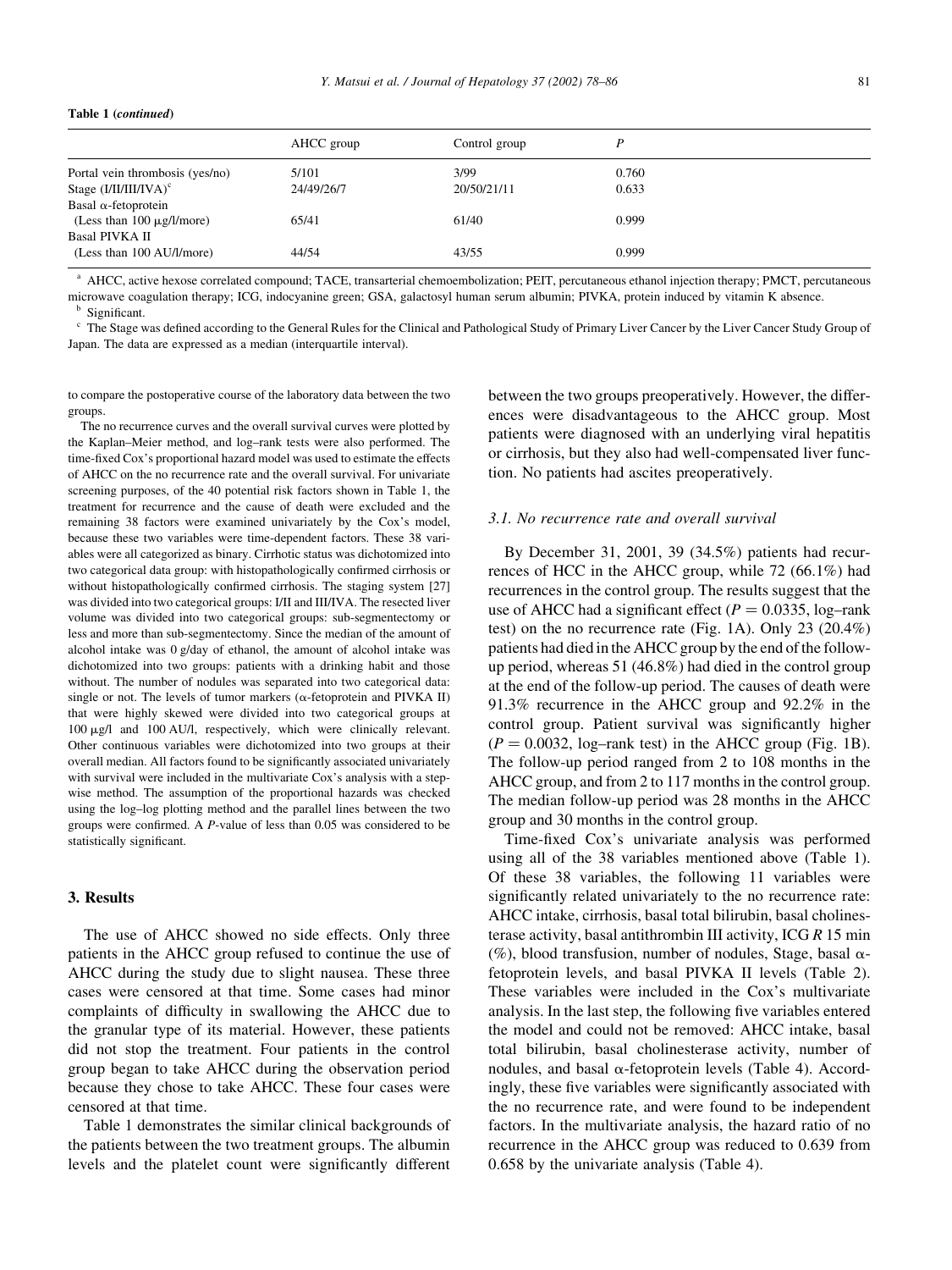**Table 1** (*continued*)

| | AHCC group | Control group | *P* |
|---|---|---|---|
| Portal vein thrombosis (yes/no) | 5/101 | 3/99 | 0.760 |
| Stage (I/II/III/IVA)[c] | 24/49/26/7 | 20/50/21/11 | 0.633 |
| Basal α-fetoprotein | | | |
| (Less than 100 μg/l/more) | 65/41 | 61/40 | 0.999 |
| Basal PIVKA II | | | |
| (Less than 100 AU/l/more) | 44/54 | 43/55 | 0.999 |

[a] AHCC, active hexose correlated compound; TACE, transarterial chemoembolization; PEIT, percutaneous ethanol injection therapy; PMCT, percutaneous microwave coagulation therapy; ICG, indocyanine green; GSA, galactosyl human serum albumin; PIVKA, protein induced by vitamin K absence.

[b] Significant.

[c] The Stage was defined according to the General Rules for the Clinical and Pathological Study of Primary Liver Cancer by the Liver Cancer Study Group of Japan. The data are expressed as a median (interquartile interval).

to compare the postoperative course of the laboratory data between the two groups.

The no recurrence curves and the overall survival curves were plotted by the Kaplan–Meier method, and log–rank tests were also performed. The time-fixed Cox's proportional hazard model was used to estimate the effects of AHCC on the no recurrence rate and the overall survival. For univariate screening purposes, of the 40 potential risk factors shown in Table 1, the treatment for recurrence and the cause of death were excluded and the remaining 38 factors were examined univariately by the Cox's model, because these two variables were time-dependent factors. These 38 variables were all categorized as binary. Cirrhotic status was dichotomized into two categorical data group: with histopathologically confirmed cirrhosis or without histopathologically confirmed cirrhosis. The staging system [27] was divided into two categorical groups: I/II and III/IVA. The resected liver volume was divided into two categorical groups: sub-segmentectomy or less and more than sub-segmentectomy. Since the median of the amount of alcohol intake was 0 g/day of ethanol, the amount of alcohol intake was dichotomized into two groups: patients with a drinking habit and those without. The number of nodules was separated into two categorical data: single or not. The levels of tumor markers (α-fetoprotein and PIVKA II) that were highly skewed were divided into two categorical groups at 100 μg/l and 100 AU/l, respectively, which were clinically relevant. Other continuous variables were dichotomized into two groups at their overall median. All factors found to be significantly associated univariately with survival were included in the multivariate Cox's analysis with a stepwise method. The assumption of the proportional hazards was checked using the log–log plotting method and the parallel lines between the two groups were confirmed. A *P*-value of less than 0.05 was considered to be statistically significant.

## 3. Results

The use of AHCC showed no side effects. Only three patients in the AHCC group refused to continue the use of AHCC during the study due to slight nausea. These three cases were censored at that time. Some cases had minor complaints of difficulty in swallowing the AHCC due to the granular type of its material. However, these patients did not stop the treatment. Four patients in the control group began to take AHCC during the observation period because they chose to take AHCC. These four cases were censored at that time.

Table 1 demonstrates the similar clinical backgrounds of the patients between the two treatment groups. The albumin levels and the platelet count were significantly different between the two groups preoperatively. However, the differences were disadvantageous to the AHCC group. Most patients were diagnosed with an underlying viral hepatitis or cirrhosis, but they also had well-compensated liver function. No patients had ascites preoperatively.

### 3.1. No recurrence rate and overall survival

By December 31, 2001, 39 (34.5%) patients had recurrences of HCC in the AHCC group, while 72 (66.1%) had recurrences in the control group. The results suggest that the use of AHCC had a significant effect ($P = 0.0335$, log–rank test) on the no recurrence rate (Fig. 1A). Only 23 (20.4%) patients had died in the AHCC group by the end of the follow-up period, whereas 51 (46.8%) had died in the control group at the end of the follow-up period. The causes of death were 91.3% recurrence in the AHCC group and 92.2% in the control group. Patient survival was significantly higher ($P = 0.0032$, log–rank test) in the AHCC group (Fig. 1B). The follow-up period ranged from 2 to 108 months in the AHCC group, and from 2 to 117 months in the control group. The median follow-up period was 28 months in the AHCC group and 30 months in the control group.

Time-fixed Cox's univariate analysis was performed using all of the 38 variables mentioned above (Table 1). Of these 38 variables, the following 11 variables were significantly related univariately to the no recurrence rate: AHCC intake, cirrhosis, basal total bilirubin, basal cholinesterase activity, basal antithrombin III activity, ICG *R* 15 min (%), blood transfusion, number of nodules, Stage, basal α-fetoprotein levels, and basal PIVKA II levels (Table 2). These variables were included in the Cox's multivariate analysis. In the last step, the following five variables entered the model and could not be removed: AHCC intake, basal total bilirubin, basal cholinesterase activity, number of nodules, and basal α-fetoprotein levels (Table 4). Accordingly, these five variables were significantly associated with the no recurrence rate, and were found to be independent factors. In the multivariate analysis, the hazard ratio of no recurrence in the AHCC group was reduced to 0.639 from 0.658 by the univariate analysis (Table 4).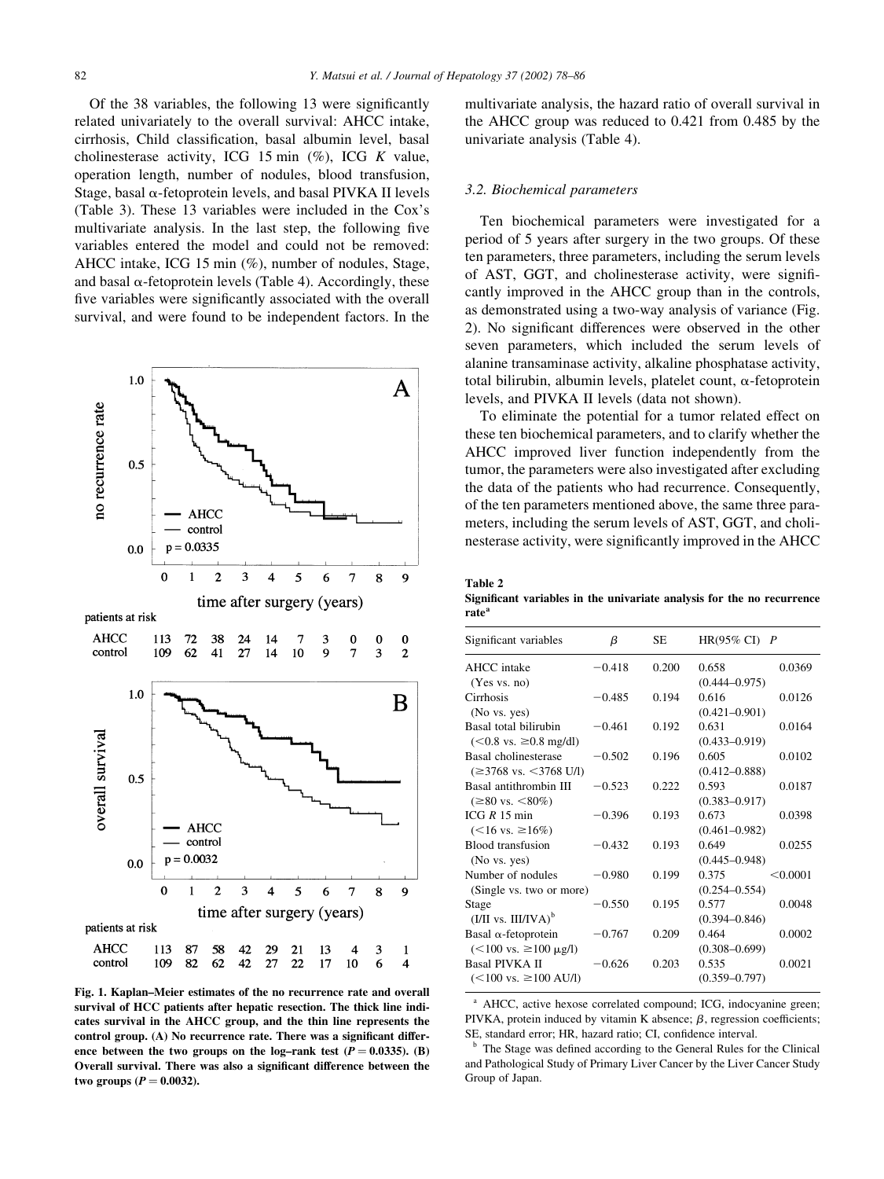Of the 38 variables, the following 13 were significantly related univariately to the overall survival: AHCC intake, cirrhosis, Child classification, basal albumin level, basal cholinesterase activity, ICG 15 min (%), ICG $K$ value, operation length, number of nodules, blood transfusion, Stage, basal α-fetoprotein levels, and basal PIVKA II levels (Table 3). These 13 variables were included in the Cox's multivariate analysis. In the last step, the following five variables entered the model and could not be removed: AHCC intake, ICG 15 min (%), number of nodules, Stage, and basal α-fetoprotein levels (Table 4). Accordingly, these five variables were significantly associated with the overall survival, and were found to be independent factors. In the multivariate analysis, the hazard ratio of overall survival in the AHCC group was reduced to 0.421 from 0.485 by the univariate analysis (Table 4).

**patients at risk (A)**

| | 0 | 1 | 2 | 3 | 4 | 5 | 6 | 7 | 8 | 9 |
|---|---|---|---|---|---|---|---|---|---|---|
| AHCC | 113 | 72 | 38 | 24 | 14 | 7 | 3 | 0 | 0 | 0 |
| control | 109 | 62 | 41 | 27 | 14 | 10 | 9 | 7 | 3 | 2 |

**patients at risk (B)**

| | 0 | 1 | 2 | 3 | 4 | 5 | 6 | 7 | 8 | 9 |
|---|---|---|---|---|---|---|---|---|---|---|
| AHCC | 113 | 87 | 58 | 42 | 29 | 21 | 13 | 4 | 3 | 1 |
| control | 109 | 82 | 62 | 42 | 27 | 22 | 17 | 10 | 6 | 4 |

**Fig. 1. Kaplan–Meier estimates of the no recurrence rate and overall survival of HCC patients after hepatic resection. The thick line indicates survival in the AHCC group, and the thin line represents the control group. (A) No recurrence rate. There was a significant difference between the two groups on the log–rank test ($P = 0.0335$). (B) Overall survival. There was also a significant difference between the two groups ($P = 0.0032$).**

### 3.2. Biochemical parameters

Ten biochemical parameters were investigated for a period of 5 years after surgery in the two groups. Of these ten parameters, three parameters, including the serum levels of AST, GGT, and cholinesterase activity, were significantly improved in the AHCC group than in the controls, as demonstrated using a two-way analysis of variance (Fig. 2). No significant differences were observed in the other seven parameters, which included the serum levels of alanine transaminase activity, alkaline phosphatase activity, total bilirubin, albumin levels, platelet count, α-fetoprotein levels, and PIVKA II levels (data not shown).

To eliminate the potential for a tumor related effect on these ten biochemical parameters, and to clarify whether the AHCC improved liver function independently from the tumor, the parameters were also investigated after excluding the data of the patients who had recurrence. Consequently, of the ten parameters mentioned above, the same three parameters, including the serum levels of AST, GGT, and cholinesterase activity, were significantly improved in the AHCC

**Table 2**
**Significant variables in the univariate analysis for the no recurrence rate**[a]

| Significant variables | $\beta$ | SE | HR(95% CI) | $P$ |
|---|---|---|---|---|
| AHCC intake (Yes vs. no) | −0.418 | 0.200 | 0.658 (0.444–0.975) | 0.0369 |
| Cirrhosis (No vs. yes) | −0.485 | 0.194 | 0.616 (0.421–0.901) | 0.0126 |
| Basal total bilirubin (<0.8 vs. ≥0.8 mg/dl) | −0.461 | 0.192 | 0.631 (0.433–0.919) | 0.0164 |
| Basal cholinesterase (≥3768 vs. <3768 U/l) | −0.502 | 0.196 | 0.605 (0.412–0.888) | 0.0102 |
| Basal antithrombin III (≥80 vs. <80%) | −0.523 | 0.222 | 0.593 (0.383–0.917) | 0.0187 |
| ICG $R$ 15 min (<16 vs. ≥16%) | −0.396 | 0.193 | 0.673 (0.461–0.982) | 0.0398 |
| Blood transfusion (No vs. yes) | −0.432 | 0.193 | 0.649 (0.445–0.948) | 0.0255 |
| Number of nodules (Single vs. two or more) | −0.980 | 0.199 | 0.375 (0.254–0.554) | <0.0001 |
| Stage (I/II vs. III/IVA)[b] | −0.550 | 0.195 | 0.577 (0.394–0.846) | 0.0048 |
| Basal α-fetoprotein (<100 vs. ≥100 μg/l) | −0.767 | 0.209 | 0.464 (0.308–0.699) | 0.0002 |
| Basal PIVKA II (<100 vs. ≥100 AU/l) | −0.626 | 0.203 | 0.535 (0.359–0.797) | 0.0021 |

[a] AHCC, active hexose correlated compound; ICG, indocyanine green; PIVKA, protein induced by vitamin K absence; $\beta$, regression coefficients; SE, standard error; HR, hazard ratio; CI, confidence interval.

[b] The Stage was defined according to the General Rules for the Clinical and Pathological Study of Primary Liver Cancer by the Liver Cancer Study Group of Japan.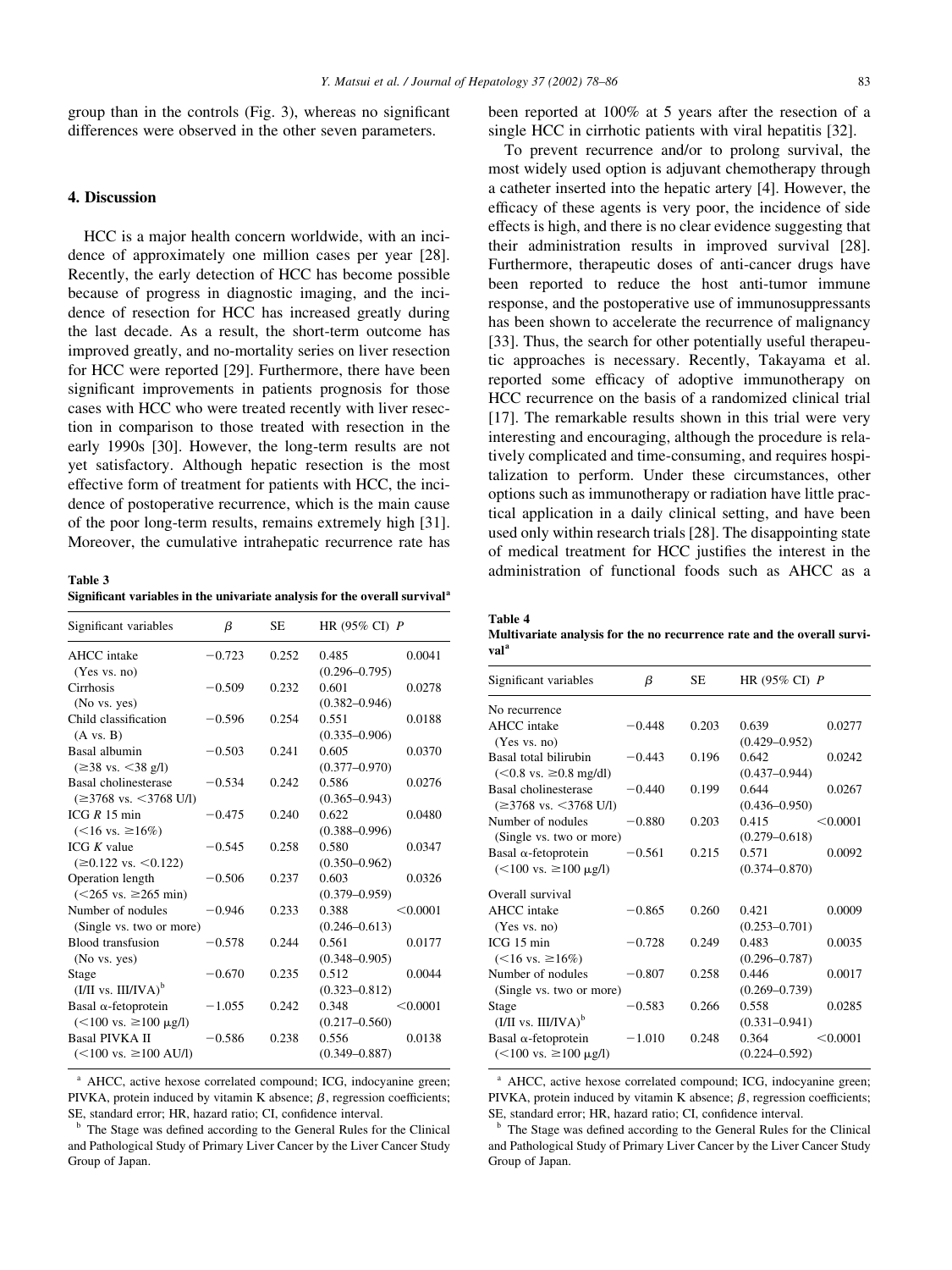group than in the controls (Fig. 3), whereas no significant differences were observed in the other seven parameters.

## 4. Discussion

HCC is a major health concern worldwide, with an incidence of approximately one million cases per year [28]. Recently, the early detection of HCC has become possible because of progress in diagnostic imaging, and the incidence of resection for HCC has increased greatly during the last decade. As a result, the short-term outcome has improved greatly, and no-mortality series on liver resection for HCC were reported [29]. Furthermore, there have been significant improvements in patients prognosis for those cases with HCC who were treated recently with liver resection in comparison to those treated with resection in the early 1990s [30]. However, the long-term results are not yet satisfactory. Although hepatic resection is the most effective form of treatment for patients with HCC, the incidence of postoperative recurrence, which is the main cause of the poor long-term results, remains extremely high [31]. Moreover, the cumulative intrahepatic recurrence rate has been reported at 100% at 5 years after the resection of a single HCC in cirrhotic patients with viral hepatitis [32].

To prevent recurrence and/or to prolong survival, the most widely used option is adjuvant chemotherapy through a catheter inserted into the hepatic artery [4]. However, the efficacy of these agents is very poor, the incidence of side effects is high, and there is no clear evidence suggesting that their administration results in improved survival [28]. Furthermore, therapeutic doses of anti-cancer drugs have been reported to reduce the host anti-tumor immune response, and the postoperative use of immunosuppressants has been shown to accelerate the recurrence of malignancy [33]. Thus, the search for other potentially useful therapeutic approaches is necessary. Recently, Takayama et al. reported some efficacy of adoptive immunotherapy on HCC recurrence on the basis of a randomized clinical trial [17]. The remarkable results shown in this trial were very interesting and encouraging, although the procedure is relatively complicated and time-consuming, and requires hospitalization to perform. Under these circumstances, other options such as immunotherapy or radiation have little practical application in a daily clinical setting, and have been used only within research trials [28]. The disappointing state of medical treatment for HCC justifies the interest in the administration of functional foods such as AHCC as a

**Table 3**
**Significant variables in the univariate analysis for the overall survival[a]**

| Significant variables | $\beta$ | SE | HR (95% CI) | $P$ |
|---|---|---|---|---|
| AHCC intake (Yes vs. no) | −0.723 | 0.252 | 0.485 (0.296–0.795) | 0.0041 |
| Cirrhosis (No vs. yes) | −0.509 | 0.232 | 0.601 (0.382–0.946) | 0.0278 |
| Child classification (A vs. B) | −0.596 | 0.254 | 0.551 (0.335–0.906) | 0.0188 |
| Basal albumin (≥38 vs. <38 g/l) | −0.503 | 0.241 | 0.605 (0.377–0.970) | 0.0370 |
| Basal cholinesterase (≥3768 vs. <3768 U/l) | −0.534 | 0.242 | 0.586 (0.365–0.943) | 0.0276 |
| ICG $R$ 15 min (<16 vs. ≥16%) | −0.475 | 0.240 | 0.622 (0.388–0.996) | 0.0480 |
| ICG $K$ value (≥0.122 vs. <0.122) | −0.545 | 0.258 | 0.580 (0.350–0.962) | 0.0347 |
| Operation length (<265 vs. ≥265 min) | −0.506 | 0.237 | 0.603 (0.379–0.959) | 0.0326 |
| Number of nodules (Single vs. two or more) | −0.946 | 0.233 | 0.388 (0.246–0.613) | <0.0001 |
| Blood transfusion (No vs. yes) | −0.578 | 0.244 | 0.561 (0.348–0.905) | 0.0177 |
| Stage (I/II vs. III/IVA)[b] | −0.670 | 0.235 | 0.512 (0.323–0.812) | 0.0044 |
| Basal α-fetoprotein (<100 vs. ≥100 μg/l) | −1.055 | 0.242 | 0.348 (0.217–0.560) | <0.0001 |
| Basal PIVKA II (<100 vs. ≥100 AU/l) | −0.586 | 0.238 | 0.556 (0.349–0.887) | 0.0138 |

[a] AHCC, active hexose correlated compound; ICG, indocyanine green; PIVKA, protein induced by vitamin K absence; $\beta$, regression coefficients; SE, standard error; HR, hazard ratio; CI, confidence interval.

[b] The Stage was defined according to the General Rules for the Clinical and Pathological Study of Primary Liver Cancer by the Liver Cancer Study Group of Japan.

**Table 4**
**Multivariate analysis for the no recurrence rate and the overall survival[a]**

| Significant variables | $\beta$ | SE | HR (95% CI) | $P$ |
|---|---|---|---|---|
| *No recurrence* | | | | |
| AHCC intake (Yes vs. no) | −0.448 | 0.203 | 0.639 (0.429–0.952) | 0.0277 |
| Basal total bilirubin (<0.8 vs. ≥0.8 mg/dl) | −0.443 | 0.196 | 0.642 (0.437–0.944) | 0.0242 |
| Basal cholinesterase (≥3768 vs. <3768 U/l) | −0.440 | 0.199 | 0.644 (0.436–0.950) | 0.0267 |
| Number of nodules (Single vs. two or more) | −0.880 | 0.203 | 0.415 (0.279–0.618) | <0.0001 |
| Basal α-fetoprotein (<100 vs. ≥100 μg/l) | −0.561 | 0.215 | 0.571 (0.374–0.870) | 0.0092 |
| *Overall survival* | | | | |
| AHCC intake (Yes vs. no) | −0.865 | 0.260 | 0.421 (0.253–0.701) | 0.0009 |
| ICG 15 min (<16 vs. ≥16%) | −0.728 | 0.249 | 0.483 (0.296–0.787) | 0.0035 |
| Number of nodules (Single vs. two or more) | −0.807 | 0.258 | 0.446 (0.269–0.739) | 0.0017 |
| Stage (I/II vs. III/IVA)[b] | −0.583 | 0.266 | 0.558 (0.331–0.941) | 0.0285 |
| Basal α-fetoprotein (<100 vs. ≥100 μg/l) | −1.010 | 0.248 | 0.364 (0.224–0.592) | <0.0001 |

[a] AHCC, active hexose correlated compound; ICG, indocyanine green; PIVKA, protein induced by vitamin K absence; $\beta$, regression coefficients; SE, standard error; HR, hazard ratio; CI, confidence interval.

[b] The Stage was defined according to the General Rules for the Clinical and Pathological Study of Primary Liver Cancer by the Liver Cancer Study Group of Japan.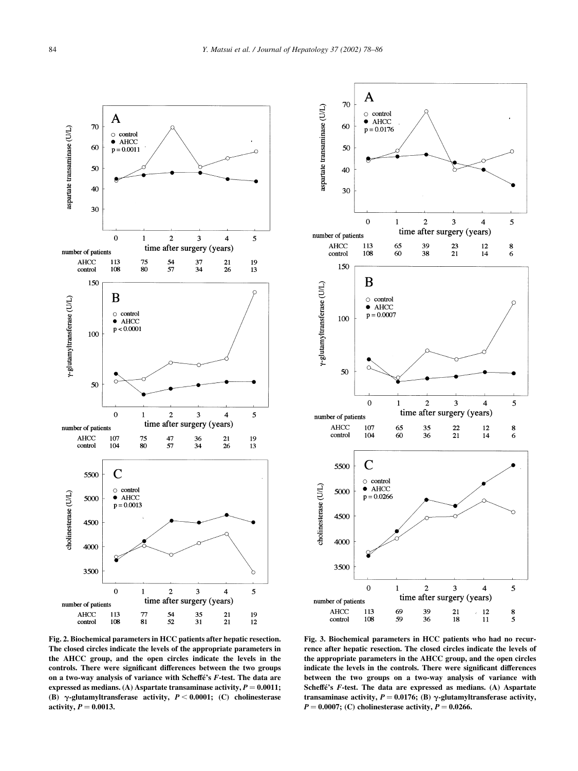**Fig. 2. Biochemical parameters in HCC patients after hepatic resection. The closed circles indicate the levels of the appropriate parameters in the AHCC group, and the open circles indicate the levels in the controls. There were significant differences between the two groups on a two-way analysis of variance with Scheffé's $F$-test. The data are expressed as medians. (A) Aspartate transaminase activity, $P = 0.0011$; (B) γ-glutamyltransferase activity, $P < 0.0001$; (C) cholinesterase activity, $P = 0.0013$.**

**Fig. 3. Biochemical parameters in HCC patients who had no recurrence after hepatic resection. The closed circles indicate the levels of the appropriate parameters in the AHCC group, and the open circles indicate the levels in the controls. There were significant differences between the two groups on a two-way analysis of variance with Scheffé's $F$-test. The data are expressed as medians. (A) Aspartate transaminase activity, $P = 0.0176$; (B) γ-glutamyltransferase activity, $P = 0.0007$; (C) cholinesterase activity, $P = 0.0266$.**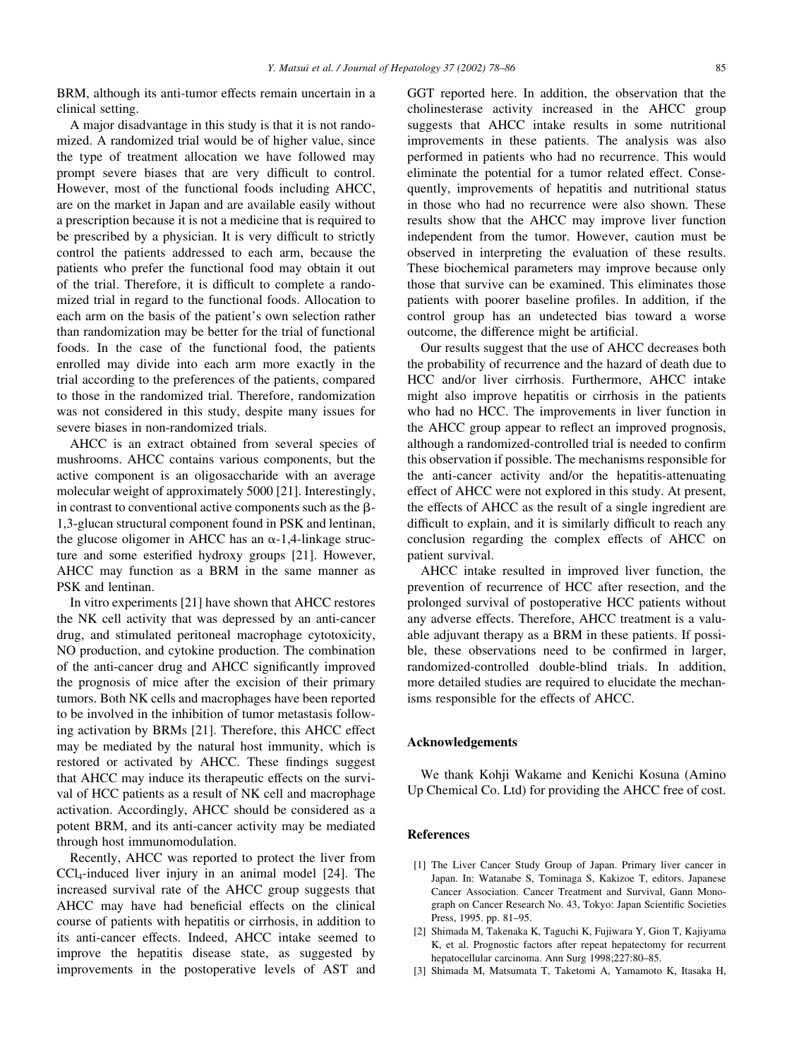BRM, although its anti-tumor effects remain uncertain in a clinical setting.

A major disadvantage in this study is that it is not randomized. A randomized trial would be of higher value, since the type of treatment allocation we have followed may prompt severe biases that are very difficult to control. However, most of the functional foods including AHCC, are on the market in Japan and are available easily without a prescription because it is not a medicine that is required to be prescribed by a physician. It is very difficult to strictly control the patients addressed to each arm, because the patients who prefer the functional food may obtain it out of the trial. Therefore, it is difficult to complete a randomized trial in regard to the functional foods. Allocation to each arm on the basis of the patient's own selection rather than randomization may be better for the trial of functional foods. In the case of the functional food, the patients enrolled may divide into each arm more exactly in the trial according to the preferences of the patients, compared to those in the randomized trial. Therefore, randomization was not considered in this study, despite many issues for severe biases in non-randomized trials.

AHCC is an extract obtained from several species of mushrooms. AHCC contains various components, but the active component is an oligosaccharide with an average molecular weight of approximately 5000 [21]. Interestingly, in contrast to conventional active components such as the $\beta$-1,3-glucan structural component found in PSK and lentinan, the glucose oligomer in AHCC has an $\alpha$-1,4-linkage structure and some esterified hydroxy groups [21]. However, AHCC may function as a BRM in the same manner as PSK and lentinan.

In vitro experiments [21] have shown that AHCC restores the NK cell activity that was depressed by an anti-cancer drug, and stimulated peritoneal macrophage cytotoxicity, NO production, and cytokine production. The combination of the anti-cancer drug and AHCC significantly improved the prognosis of mice after the excision of their primary tumors. Both NK cells and macrophages have been reported to be involved in the inhibition of tumor metastasis following activation by BRMs [21]. Therefore, this AHCC effect may be mediated by the natural host immunity, which is restored or activated by AHCC. These findings suggest that AHCC may induce its therapeutic effects on the survival of HCC patients as a result of NK cell and macrophage activation. Accordingly, AHCC should be considered as a potent BRM, and its anti-cancer activity may be mediated through host immunomodulation.

Recently, AHCC was reported to protect the liver from $CCl_4$-induced liver injury in an animal model [24]. The increased survival rate of the AHCC group suggests that AHCC may have had beneficial effects on the clinical course of patients with hepatitis or cirrhosis, in addition to its anti-cancer effects. Indeed, AHCC intake seemed to improve the hepatitis disease state, as suggested by improvements in the postoperative levels of AST and GGT reported here. In addition, the observation that the cholinesterase activity increased in the AHCC group suggests that AHCC intake results in some nutritional improvements in these patients. The analysis was also performed in patients who had no recurrence. This would eliminate the potential for a tumor related effect. Consequently, improvements of hepatitis and nutritional status in those who had no recurrence were also shown. These results show that the AHCC may improve liver function independent from the tumor. However, caution must be observed in interpreting the evaluation of these results. These biochemical parameters may improve because only those that survive can be examined. This eliminates those patients with poorer baseline profiles. In addition, if the control group has an undetected bias toward a worse outcome, the difference might be artificial.

Our results suggest that the use of AHCC decreases both the probability of recurrence and the hazard of death due to HCC and/or liver cirrhosis. Furthermore, AHCC intake might also improve hepatitis or cirrhosis in the patients who had no HCC. The improvements in liver function in the AHCC group appear to reflect an improved prognosis, although a randomized-controlled trial is needed to confirm this observation if possible. The mechanisms responsible for the anti-cancer activity and/or the hepatitis-attenuating effect of AHCC were not explored in this study. At present, the effects of AHCC as the result of a single ingredient are difficult to explain, and it is similarly difficult to reach any conclusion regarding the complex effects of AHCC on patient survival.

AHCC intake resulted in improved liver function, the prevention of recurrence of HCC after resection, and the prolonged survival of postoperative HCC patients without any adverse effects. Therefore, AHCC treatment is a valuable adjuvant therapy as a BRM in these patients. If possible, these observations need to be confirmed in larger, randomized-controlled double-blind trials. In addition, more detailed studies are required to elucidate the mechanisms responsible for the effects of AHCC.

## Acknowledgements

We thank Kohji Wakame and Kenichi Kosuna (Amino Up Chemical Co. Ltd) for providing the AHCC free of cost.

## References

[1] The Liver Cancer Study Group of Japan. Primary liver cancer in Japan. In: Watanabe S, Tominaga S, Kakizoe T, editors. Japanese Cancer Association. Cancer Treatment and Survival, Gann Monograph on Cancer Research No. 43, Tokyo: Japan Scientific Societies Press, 1995. pp. 81–95.

[2] Shimada M, Takenaka K, Taguchi K, Fujiwara Y, Gion T, Kajiyama K, et al. Prognostic factors after repeat hepatectomy for recurrent hepatocellular carcinoma. Ann Surg 1998;227:80–85.

[3] Shimada M, Matsumata T, Taketomi A, Yamamoto K, Itasaka H,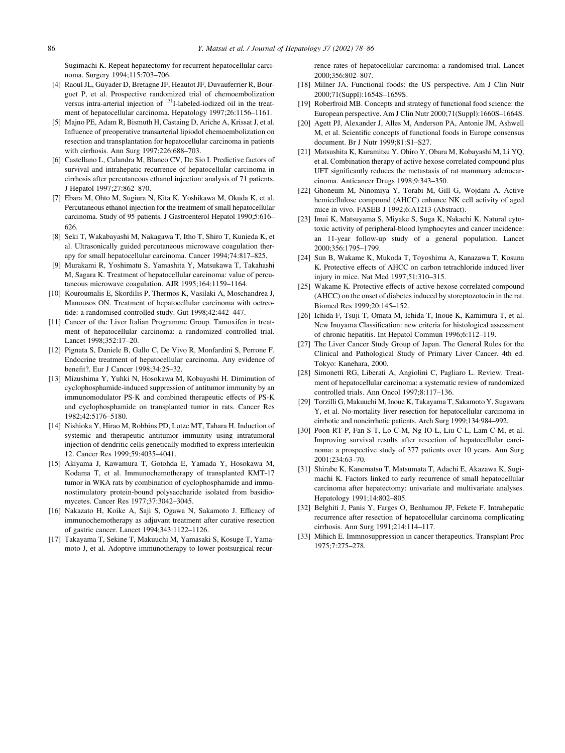Sugimachi K. Repeat hepatectomy for recurrent hepatocellular carcinoma. Surgery 1994;115:703–706.

[4] Raoul JL, Guyader D, Bretagne JF, Heautot JF, Duvauferrier R, Bourguet P, et al. Prospective randomized trial of chemoembolization versus intra-arterial injection of $^{131}$I-labeled-iodized oil in the treatment of hepatocellular carcinoma. Hepatology 1997;26:1156–1161.

[5] Majno PE, Adam R, Bismuth H, Castaing D, Ariche A, Krissat J, et al. Influence of preoperative transarterial lipiodol chemoembolization on resection and transplantation for hepatocellular carcinoma in patients with cirrhosis. Ann Surg 1997;226:688–703.

[6] Castellano L, Calandra M, Blanco CV, De Sio I. Predictive factors of survival and intrahepatic recurrence of hepatocellular carcinoma in cirrhosis after percutaneous ethanol injection: analysis of 71 patients. J Hepatol 1997;27:862–870.

[7] Ebara M, Ohto M, Sugiura N, Kita K, Yoshikawa M, Okuda K, et al. Percutaneous ethanol injection for the treatment of small hepatocellular carcinoma. Study of 95 patients. J Gastroenterol Hepatol 1990;5:616–626.

[8] Seki T, Wakabayashi M, Nakagawa T, Itho T, Shiro T, Kunieda K, et al. Ultrasonically guided percutaneous microwave coagulation therapy for small hepatocellular carcinoma. Cancer 1994;74:817–825.

[9] Murakami R, Yoshimatu S, Yamashita Y, Matsukawa T, Takahashi M, Sagara K. Treatment of hepatocellular carcinoma: value of percutaneous microwave coagulation. AJR 1995;164:1159–1164.

[10] Kouroumalis E, Skordilis P, Thermos K, Vasilaki A, Moschandrea J, Manousos ON. Treatment of hepatocellular carcinoma with octreotide: a randomised controlled study. Gut 1998;42:442–447.

[11] Cancer of the Liver Italian Programme Group. Tamoxifen in treatment of hepatocellular carcinoma: a randomized controlled trial. Lancet 1998;352:17–20.

[12] Pignata S, Daniele B, Gallo C, De Vivo R, Monfardini S, Perrone F. Endocrine treatment of hepatocellular carcinoma. Any evidence of benefit?. Eur J Cancer 1998;34:25–32.

[13] Mizushima Y, Yuhki N, Hosokawa M, Kobayashi H. Diminution of cyclophosphamide-induced suppression of antitumor immunity by an immunomodulator PS-K and combined therapeutic effects of PS-K and cyclophosphamide on transplanted tumor in rats. Cancer Res 1982;42:5176–5180.

[14] Nishioka Y, Hirao M, Robbins PD, Lotze MT, Tahara H. Induction of systemic and therapeutic antitumor immunity using intratumoral injection of dendritic cells genetically modified to express interleukin 12. Cancer Res 1999;59:4035–4041.

[15] Akiyama J, Kawamura T, Gotohda E, Yamada Y, Hosokawa M, Kodama T, et al. Immunochemotherapy of transplanted KMT-17 tumor in WKA rats by combination of cyclophosphamide and immunostimulatory protein-bound polysaccharide isolated from basidiomycetes. Cancer Res 1977;37:3042–3045.

[16] Nakazato H, Koike A, Saji S, Ogawa N, Sakamoto J. Efficacy of immunochemotherapy as adjuvant treatment after curative resection of gastric cancer. Lancet 1994;343:1122–1126.

[17] Takayama T, Sekine T, Makuuchi M, Yamasaki S, Kosuge T, Yamamoto J, et al. Adoptive immunotherapy to lower postsurgical recurrence rates of hepatocellular carcinoma: a randomised trial. Lancet 2000;356:802–807.

[18] Milner JA. Functional foods: the US perspective. Am J Clin Nutr 2000;71(Suppl):1654S–1659S.

[19] Roberfroid MB. Concepts and strategy of functional food science: the European perspective. Am J Clin Nutr 2000;71(Suppl):1660S–1664S.

[20] Agett PJ, Alexander J, Alles M, Anderson PA, Antonie JM, Ashwell M, et al. Scientific concepts of functional foods in Europe consensus document. Br J Nutr 1999;81:S1–S27.

[21] Matsushita K, Kuramitsu Y, Ohiro Y, Obara M, Kobayashi M, Li YQ, et al. Combination therapy of active hexose correlated compound plus UFT significantly reduces the metastasis of rat mammary adenocarcinoma. Anticancer Drugs 1998;9:343–350.

[22] Ghoneum M, Ninomiya Y, Torabi M, Gill G, Wojdani A. Active hemicellulose compound (AHCC) enhance NK cell activity of aged mice in vivo. FASEB J 1992;6:A1213 (Abstract).

[23] Imai K, Matsuyama S, Miyake S, Suga K, Nakachi K. Natural cytotoxic activity of peripheral-blood lymphocytes and cancer incidence: an 11-year follow-up study of a general population. Lancet 2000;356:1795–1799.

[24] Sun B, Wakame K, Mukoda T, Toyoshima A, Kanazawa T, Kosuna K. Protective effects of AHCC on carbon tetrachloride induced liver injury in mice. Nat Med 1997;51:310–315.

[25] Wakame K. Protective effects of active hexose correlated compound (AHCC) on the onset of diabetes induced by storeptozotocin in the rat. Biomed Res 1999;20:145–152.

[26] Ichida F, Tsuji T, Omata M, Ichida T, Inoue K, Kamimura T, et al. New Inuyama Classification: new criteria for histological assessment of chronic hepatitis. Int Hepatol Commun 1996;6:112–119.

[27] The Liver Cancer Study Group of Japan. The General Rules for the Clinical and Pathological Study of Primary Liver Cancer. 4th ed. Tokyo: Kanehara, 2000.

[28] Simonetti RG, Liberati A, Angiolini C, Pagliaro L. Review. Treatment of hepatocellular carcinoma: a systematic review of randomized controlled trials. Ann Oncol 1997;8:117–136.

[29] Torzilli G, Makuuchi M, Inoue K, Takayama T, Sakamoto Y, Sugawara Y, et al. No-mortality liver resection for hepatocellular carcinoma in cirrhotic and noncirrhotic patients. Arch Surg 1999;134:984–992.

[30] Poon RT-P, Fan S-T, Lo C-M, Ng IO-L, Liu C-L, Lam C-M, et al. Improving survival results after resection of hepatocellular carcinoma: a prospective study of 377 patients over 10 years. Ann Surg 2001;234:63–70.

[31] Shirabe K, Kanematsu T, Matsumata T, Adachi E, Akazawa K, Sugimachi K. Factors linked to early recurrence of small hepatocellular carcinoma after hepatectomy: univariate and multivariate analyses. Hepatology 1991;14:802–805.

[32] Belghiti J, Panis Y, Farges O, Benhamou JP, Fekete F. Intrahepatic recurrence after resection of hepatocellular carcinoma complicating cirrhosis. Ann Surg 1991;214:114–117.

[33] Mihich E. Immnosuppression in cancer therapeutics. Transplant Proc 1975;7:275–278.